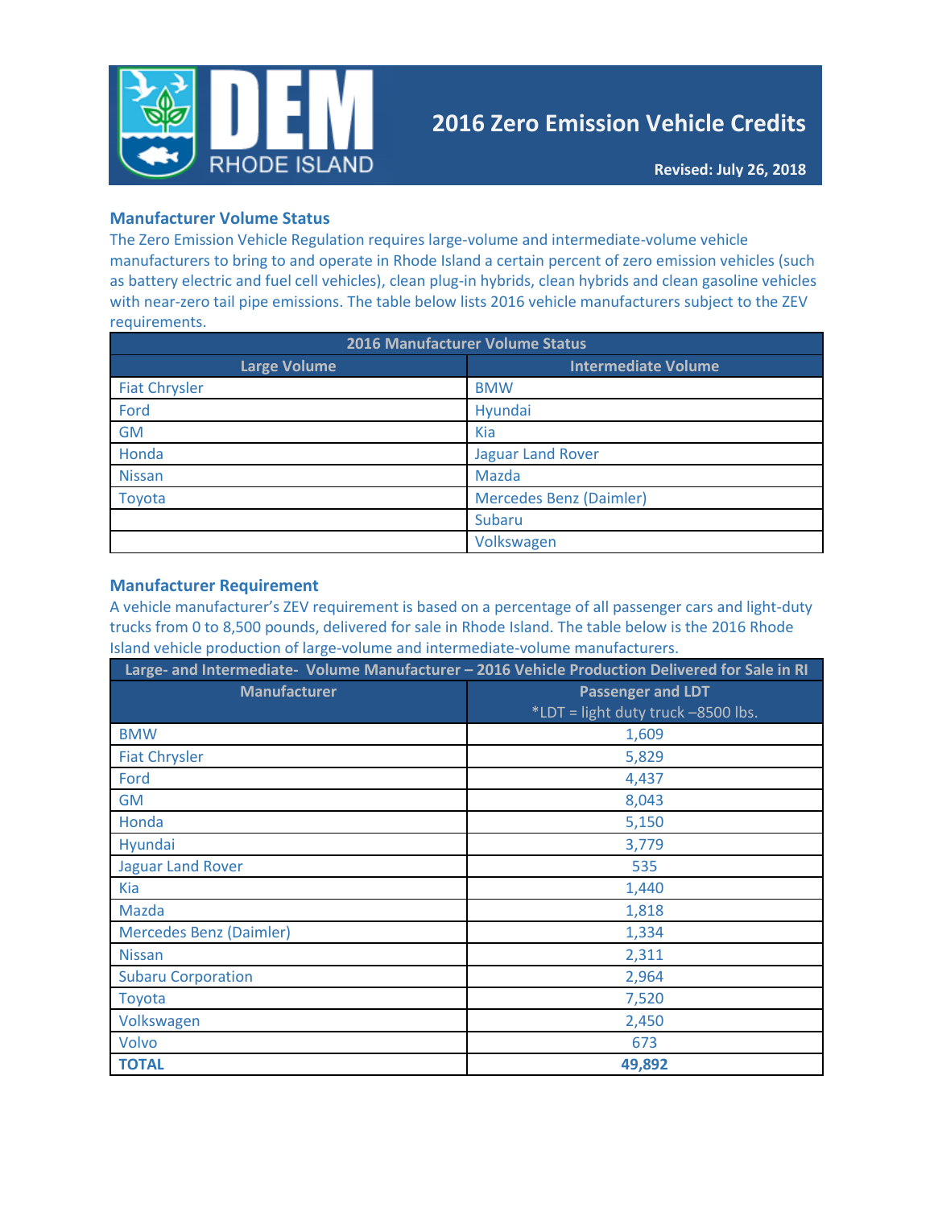# 2016 Zero Emission Vehicle Credits

**Revised: July 26, 2018**

## Manufacturer Volume Status

The Zero Emission Vehicle Regulation requires large-volume and intermediate-volume vehicle manufacturers to bring to and operate in Rhode Island a certain percent of zero emission vehicles (such as battery electric and fuel cell vehicles), clean plug-in hybrids, clean hybrids and clean gasoline vehicles with near-zero tail pipe emissions. The table below lists 2016 vehicle manufacturers subject to the ZEV requirements.

| 2016 Manufacturer Volume Status | |
|---|---|
| **Large Volume** | **Intermediate Volume** |
| Fiat Chrysler | BMW |
| Ford | Hyundai |
| GM | Kia |
| Honda | Jaguar Land Rover |
| Nissan | Mazda |
| Toyota | Mercedes Benz (Daimler) |
| | Subaru |
| | Volkswagen |

## Manufacturer Requirement

A vehicle manufacturer's ZEV requirement is based on a percentage of all passenger cars and light-duty trucks from 0 to 8,500 pounds, delivered for sale in Rhode Island. The table below is the 2016 Rhode Island vehicle production of large-volume and intermediate-volume manufacturers.

| Large- and Intermediate- Volume Manufacturer – 2016 Vehicle Production Delivered for Sale in RI | |
|---|---|
| **Manufacturer** | **Passenger and LDT** *LDT = light duty truck –8500 lbs. |
| BMW | 1,609 |
| Fiat Chrysler | 5,829 |
| Ford | 4,437 |
| GM | 8,043 |
| Honda | 5,150 |
| Hyundai | 3,779 |
| Jaguar Land Rover | 535 |
| Kia | 1,440 |
| Mazda | 1,818 |
| Mercedes Benz (Daimler) | 1,334 |
| Nissan | 2,311 |
| Subaru Corporation | 2,964 |
| Toyota | 7,520 |
| Volkswagen | 2,450 |
| Volvo | 673 |
| **TOTAL** | **49,892** |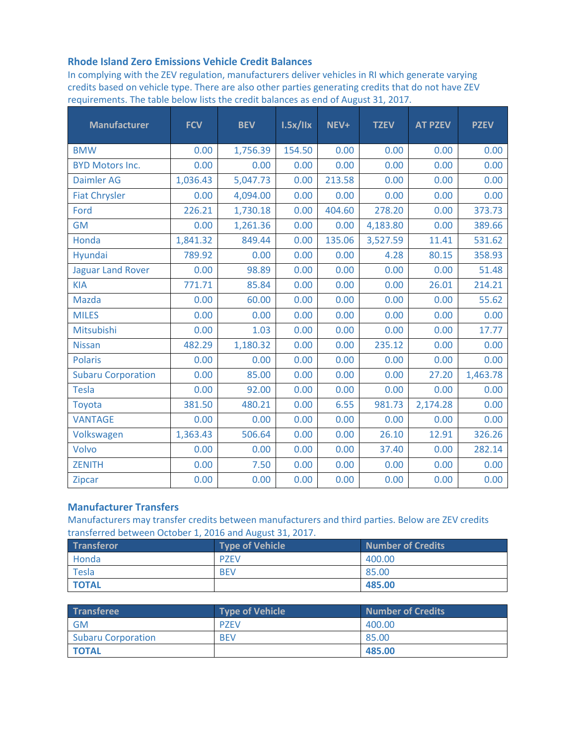## Rhode Island Zero Emissions Vehicle Credit Balances

In complying with the ZEV regulation, manufacturers deliver vehicles in RI which generate varying credits based on vehicle type. There are also other parties generating credits that do not have ZEV requirements. The table below lists the credit balances as end of August 31, 2017.

| Manufacturer | FCV | BEV | I.5x/IIx | NEV+ | TZEV | AT PZEV | PZEV |
|---|---|---|---|---|---|---|---|
| BMW | 0.00 | 1,756.39 | 154.50 | 0.00 | 0.00 | 0.00 | 0.00 |
| BYD Motors Inc. | 0.00 | 0.00 | 0.00 | 0.00 | 0.00 | 0.00 | 0.00 |
| Daimler AG | 1,036.43 | 5,047.73 | 0.00 | 213.58 | 0.00 | 0.00 | 0.00 |
| Fiat Chrysler | 0.00 | 4,094.00 | 0.00 | 0.00 | 0.00 | 0.00 | 0.00 |
| Ford | 226.21 | 1,730.18 | 0.00 | 404.60 | 278.20 | 0.00 | 373.73 |
| GM | 0.00 | 1,261.36 | 0.00 | 0.00 | 4,183.80 | 0.00 | 389.66 |
| Honda | 1,841.32 | 849.44 | 0.00 | 135.06 | 3,527.59 | 11.41 | 531.62 |
| Hyundai | 789.92 | 0.00 | 0.00 | 0.00 | 4.28 | 80.15 | 358.93 |
| Jaguar Land Rover | 0.00 | 98.89 | 0.00 | 0.00 | 0.00 | 0.00 | 51.48 |
| KIA | 771.71 | 85.84 | 0.00 | 0.00 | 0.00 | 26.01 | 214.21 |
| Mazda | 0.00 | 60.00 | 0.00 | 0.00 | 0.00 | 0.00 | 55.62 |
| MILES | 0.00 | 0.00 | 0.00 | 0.00 | 0.00 | 0.00 | 0.00 |
| Mitsubishi | 0.00 | 1.03 | 0.00 | 0.00 | 0.00 | 0.00 | 17.77 |
| Nissan | 482.29 | 1,180.32 | 0.00 | 0.00 | 235.12 | 0.00 | 0.00 |
| Polaris | 0.00 | 0.00 | 0.00 | 0.00 | 0.00 | 0.00 | 0.00 |
| Subaru Corporation | 0.00 | 85.00 | 0.00 | 0.00 | 0.00 | 27.20 | 1,463.78 |
| Tesla | 0.00 | 92.00 | 0.00 | 0.00 | 0.00 | 0.00 | 0.00 |
| Toyota | 381.50 | 480.21 | 0.00 | 6.55 | 981.73 | 2,174.28 | 0.00 |
| VANTAGE | 0.00 | 0.00 | 0.00 | 0.00 | 0.00 | 0.00 | 0.00 |
| Volkswagen | 1,363.43 | 506.64 | 0.00 | 0.00 | 26.10 | 12.91 | 326.26 |
| Volvo | 0.00 | 0.00 | 0.00 | 0.00 | 37.40 | 0.00 | 282.14 |
| ZENITH | 0.00 | 7.50 | 0.00 | 0.00 | 0.00 | 0.00 | 0.00 |
| Zipcar | 0.00 | 0.00 | 0.00 | 0.00 | 0.00 | 0.00 | 0.00 |

## Manufacturer Transfers

Manufacturers may transfer credits between manufacturers and third parties. Below are ZEV credits transferred between October 1, 2016 and August 31, 2017.

| Transferor | Type of Vehicle | Number of Credits |
|---|---|---|
| Honda | PZEV | 400.00 |
| Tesla | BEV | 85.00 |
| **TOTAL** | | **485.00** |

| Transferee | Type of Vehicle | Number of Credits |
|---|---|---|
| GM | PZEV | 400.00 |
| Subaru Corporation | BEV | 85.00 |
| **TOTAL** | | **485.00** |